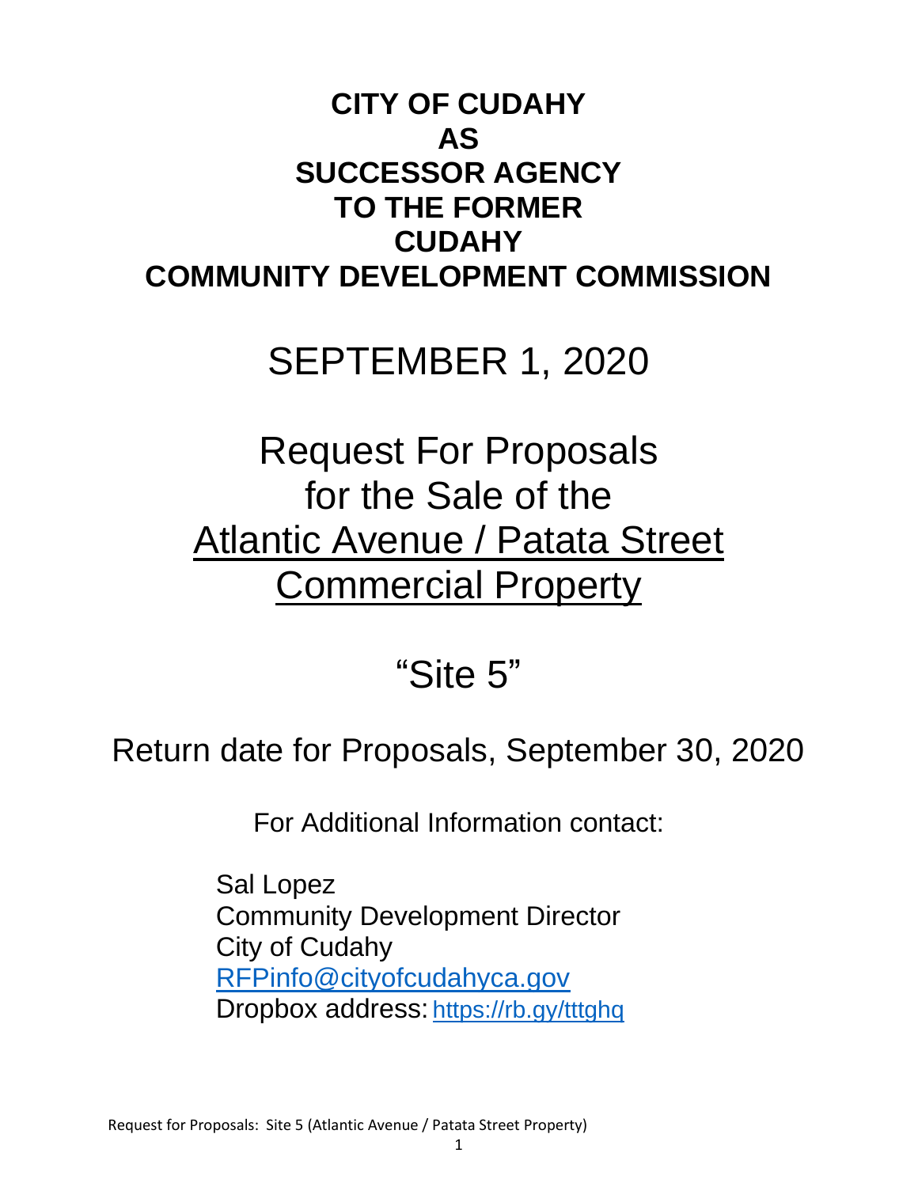# CITY OF CUDAHY AS SUCCESSOR AGENCY TO THE FORMER CUDAHY COMMUNITY DEVELOPMENT COMMISSION

SEPTEMBER 1, 2020

Request For Proposals for the Sale of the Atlantic Avenue / Patata Street Commercial Property

"Site 5"

Return date for Proposals, September 30, 2020

For Additional Information contact:

Sal Lopez
Community Development Director
City of Cudahy
RFPinfo@cityofcudahyca.gov
Dropbox address: https://rb.gy/tttghq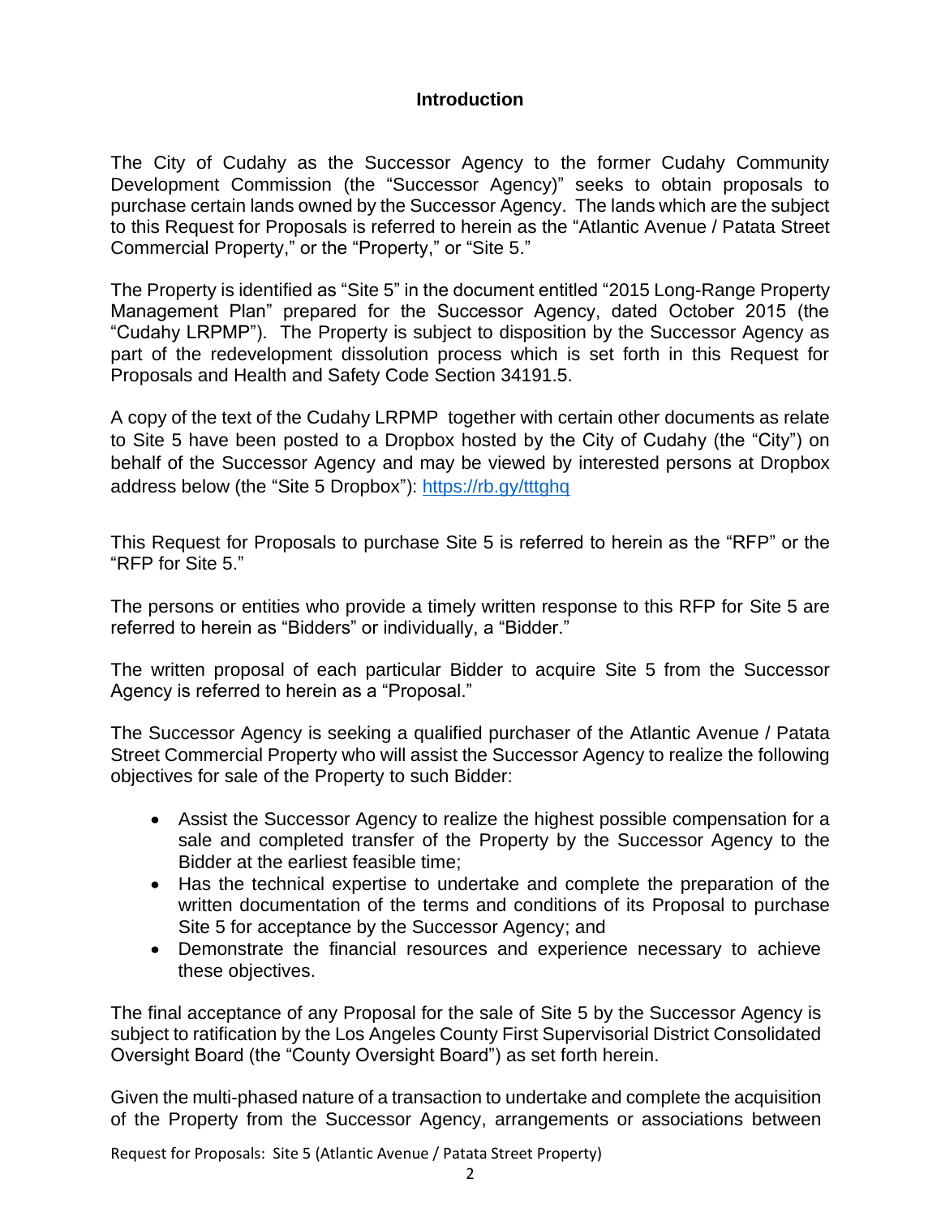## Introduction

The City of Cudahy as the Successor Agency to the former Cudahy Community Development Commission (the "Successor Agency)" seeks to obtain proposals to purchase certain lands owned by the Successor Agency. The lands which are the subject to this Request for Proposals is referred to herein as the "Atlantic Avenue / Patata Street Commercial Property," or the "Property," or "Site 5."

The Property is identified as "Site 5" in the document entitled "2015 Long-Range Property Management Plan" prepared for the Successor Agency, dated October 2015 (the "Cudahy LRPMP"). The Property is subject to disposition by the Successor Agency as part of the redevelopment dissolution process which is set forth in this Request for Proposals and Health and Safety Code Section 34191.5.

A copy of the text of the Cudahy LRPMP together with certain other documents as relate to Site 5 have been posted to a Dropbox hosted by the City of Cudahy (the "City") on behalf of the Successor Agency and may be viewed by interested persons at Dropbox address below (the "Site 5 Dropbox"): https://rb.gy/tttghq

This Request for Proposals to purchase Site 5 is referred to herein as the "RFP" or the "RFP for Site 5."

The persons or entities who provide a timely written response to this RFP for Site 5 are referred to herein as "Bidders" or individually, a "Bidder."

The written proposal of each particular Bidder to acquire Site 5 from the Successor Agency is referred to herein as a "Proposal."

The Successor Agency is seeking a qualified purchaser of the Atlantic Avenue / Patata Street Commercial Property who will assist the Successor Agency to realize the following objectives for sale of the Property to such Bidder:

- Assist the Successor Agency to realize the highest possible compensation for a sale and completed transfer of the Property by the Successor Agency to the Bidder at the earliest feasible time;
- Has the technical expertise to undertake and complete the preparation of the written documentation of the terms and conditions of its Proposal to purchase Site 5 for acceptance by the Successor Agency; and
- Demonstrate the financial resources and experience necessary to achieve these objectives.

The final acceptance of any Proposal for the sale of Site 5 by the Successor Agency is subject to ratification by the Los Angeles County First Supervisorial District Consolidated Oversight Board (the "County Oversight Board") as set forth herein.

Given the multi-phased nature of a transaction to undertake and complete the acquisition of the Property from the Successor Agency, arrangements or associations between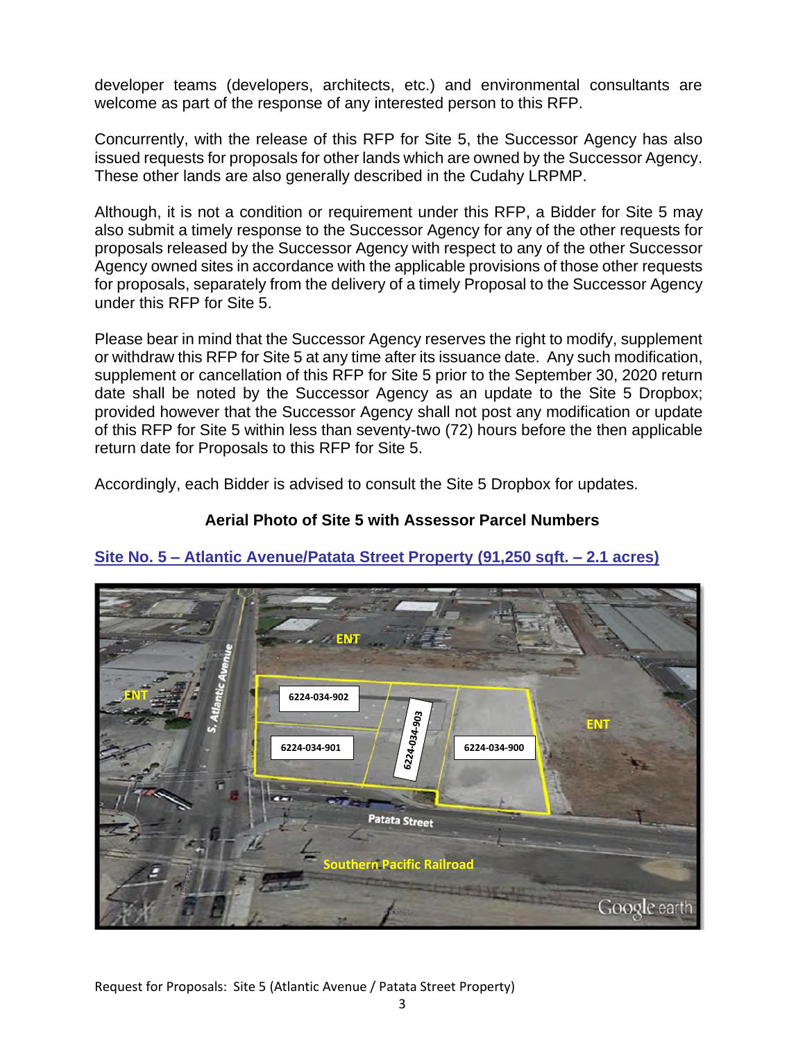developer teams (developers, architects, etc.) and environmental consultants are welcome as part of the response of any interested person to this RFP.

Concurrently, with the release of this RFP for Site 5, the Successor Agency has also issued requests for proposals for other lands which are owned by the Successor Agency. These other lands are also generally described in the Cudahy LRPMP.

Although, it is not a condition or requirement under this RFP, a Bidder for Site 5 may also submit a timely response to the Successor Agency for any of the other requests for proposals released by the Successor Agency with respect to any of the other Successor Agency owned sites in accordance with the applicable provisions of those other requests for proposals, separately from the delivery of a timely Proposal to the Successor Agency under this RFP for Site 5.

Please bear in mind that the Successor Agency reserves the right to modify, supplement or withdraw this RFP for Site 5 at any time after its issuance date. Any such modification, supplement or cancellation of this RFP for Site 5 prior to the September 30, 2020 return date shall be noted by the Successor Agency as an update to the Site 5 Dropbox; provided however that the Successor Agency shall not post any modification or update of this RFP for Site 5 within less than seventy-two (72) hours before the then applicable return date for Proposals to this RFP for Site 5.

Accordingly, each Bidder is advised to consult the Site 5 Dropbox for updates.

**Aerial Photo of Site 5 with Assessor Parcel Numbers**

**Site No. 5 – Atlantic Avenue/Patata Street Property (91,250 sqft. – 2.1 acres)**

ENT

ENT

S. Atlantic Avenue

6224-034-902

6224-034-901

6224-034-903

6224-034-900

ENT

Patata Street

Southern Pacific Railroad

Google earth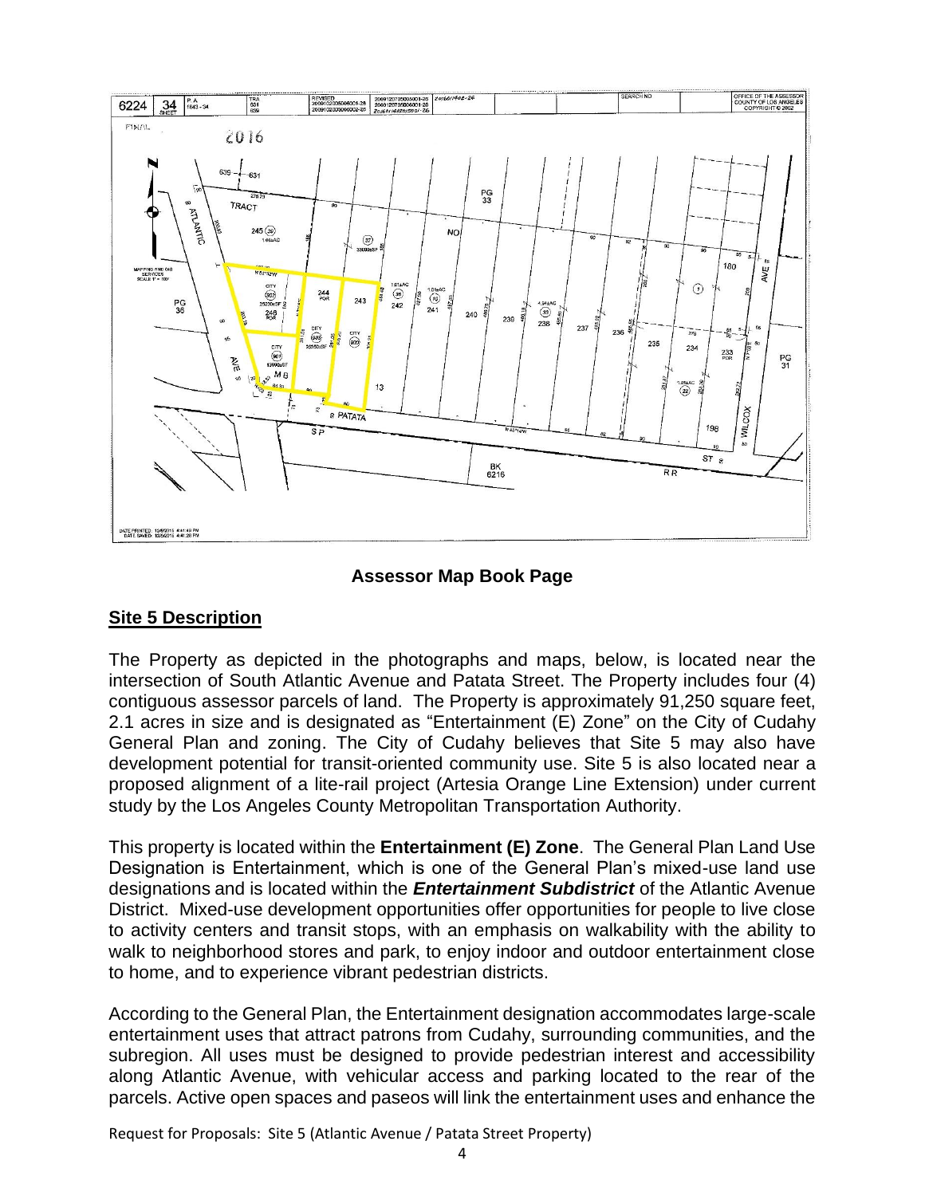**Assessor Map Book Page**

## Site 5 Description

The Property as depicted in the photographs and maps, below, is located near the intersection of South Atlantic Avenue and Patata Street. The Property includes four (4) contiguous assessor parcels of land. The Property is approximately 91,250 square feet, 2.1 acres in size and is designated as "Entertainment (E) Zone" on the City of Cudahy General Plan and zoning. The City of Cudahy believes that Site 5 may also have development potential for transit-oriented community use. Site 5 is also located near a proposed alignment of a lite-rail project (Artesia Orange Line Extension) under current study by the Los Angeles County Metropolitan Transportation Authority.

This property is located within the **Entertainment (E) Zone**. The General Plan Land Use Designation is Entertainment, which is one of the General Plan's mixed-use land use designations and is located within the ***Entertainment Subdistrict*** of the Atlantic Avenue District. Mixed-use development opportunities offer opportunities for people to live close to activity centers and transit stops, with an emphasis on walkability with the ability to walk to neighborhood stores and park, to enjoy indoor and outdoor entertainment close to home, and to experience vibrant pedestrian districts.

According to the General Plan, the Entertainment designation accommodates large-scale entertainment uses that attract patrons from Cudahy, surrounding communities, and the subregion. All uses must be designed to provide pedestrian interest and accessibility along Atlantic Avenue, with vehicular access and parking located to the rear of the parcels. Active open spaces and paseos will link the entertainment uses and enhance the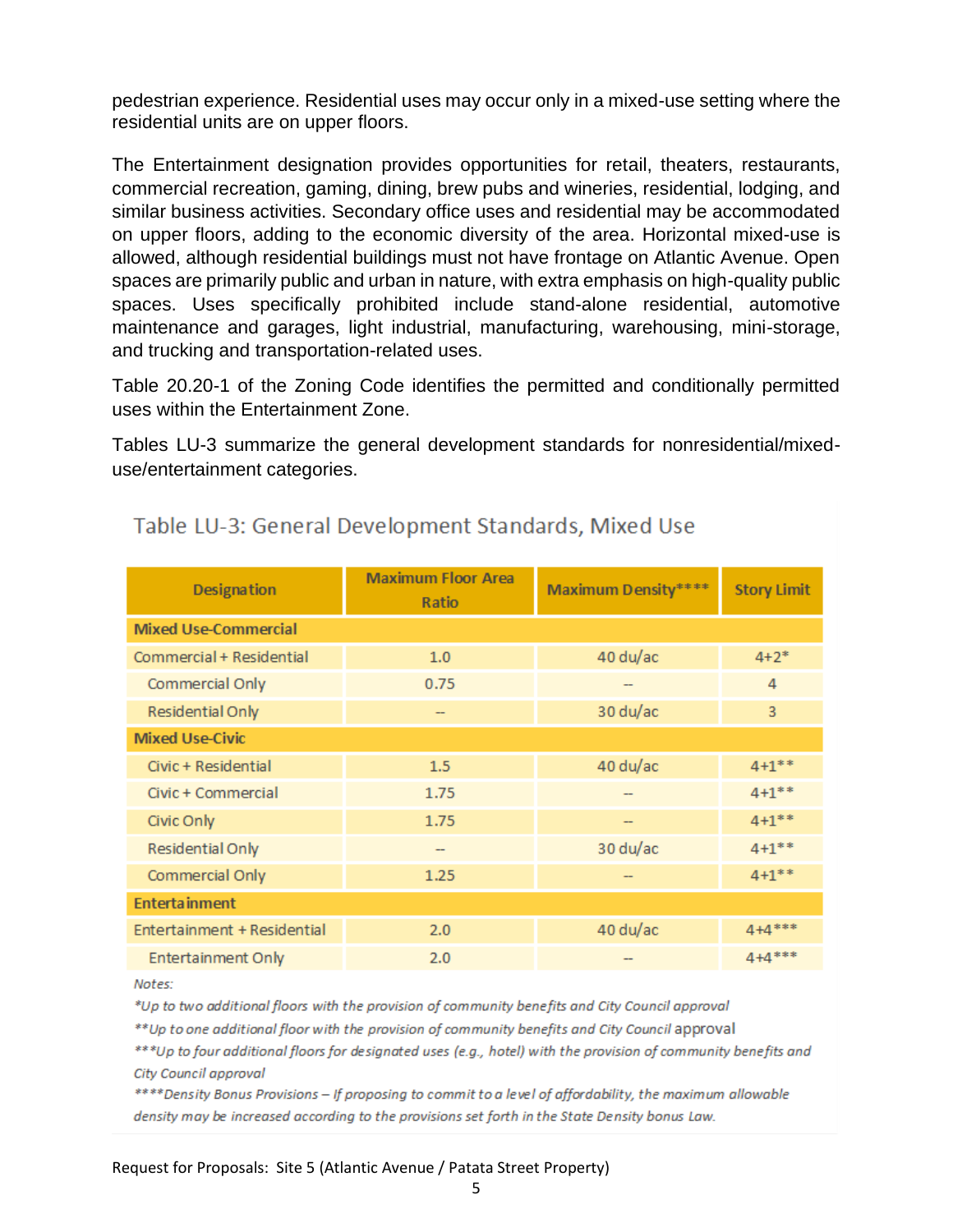pedestrian experience. Residential uses may occur only in a mixed-use setting where the residential units are on upper floors.

The Entertainment designation provides opportunities for retail, theaters, restaurants, commercial recreation, gaming, dining, brew pubs and wineries, residential, lodging, and similar business activities. Secondary office uses and residential may be accommodated on upper floors, adding to the economic diversity of the area. Horizontal mixed-use is allowed, although residential buildings must not have frontage on Atlantic Avenue. Open spaces are primarily public and urban in nature, with extra emphasis on high-quality public spaces. Uses specifically prohibited include stand-alone residential, automotive maintenance and garages, light industrial, manufacturing, warehousing, mini-storage, and trucking and transportation-related uses.

Table 20.20-1 of the Zoning Code identifies the permitted and conditionally permitted uses within the Entertainment Zone.

Tables LU-3 summarize the general development standards for nonresidential/mixed-use/entertainment categories.

## Table LU-3: General Development Standards, Mixed Use

| Designation | Maximum Floor Area Ratio | Maximum Density**** | Story Limit |
|---|---|---|---|
| **Mixed Use-Commercial** | | | |
| Commercial + Residential | 1.0 | 40 du/ac | 4+2* |
| Commercial Only | 0.75 | -- | 4 |
| Residential Only | -- | 30 du/ac | 3 |
| **Mixed Use-Civic** | | | |
| Civic + Residential | 1.5 | 40 du/ac | 4+1** |
| Civic + Commercial | 1.75 | -- | 4+1** |
| Civic Only | 1.75 | -- | 4+1** |
| Residential Only | -- | 30 du/ac | 4+1** |
| Commercial Only | 1.25 | -- | 4+1** |
| **Entertainment** | | | |
| Entertainment + Residential | 2.0 | 40 du/ac | 4+4*** |
| Entertainment Only | 2.0 | -- | 4+4*** |

*Notes:*

**Up to two additional floors with the provision of community benefits and City Council approval*

***Up to one additional floor with the provision of community benefits and City Council approval*

****Up to four additional floors for designated uses (e.g., hotel) with the provision of community benefits and City Council approval*

*****Density Bonus Provisions – If proposing to commit to a level of affordability, the maximum allowable density may be increased according to the provisions set forth in the State Density bonus Law.*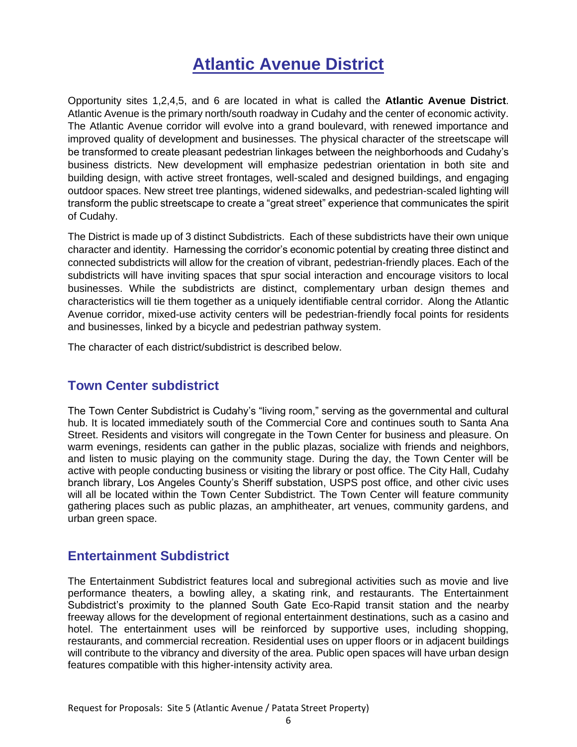# Atlantic Avenue District

Opportunity sites 1,2,4,5, and 6 are located in what is called the **Atlantic Avenue District**. Atlantic Avenue is the primary north/south roadway in Cudahy and the center of economic activity. The Atlantic Avenue corridor will evolve into a grand boulevard, with renewed importance and improved quality of development and businesses. The physical character of the streetscape will be transformed to create pleasant pedestrian linkages between the neighborhoods and Cudahy's business districts. New development will emphasize pedestrian orientation in both site and building design, with active street frontages, well-scaled and designed buildings, and engaging outdoor spaces. New street tree plantings, widened sidewalks, and pedestrian-scaled lighting will transform the public streetscape to create a "great street" experience that communicates the spirit of Cudahy.

The District is made up of 3 distinct Subdistricts. Each of these subdistricts have their own unique character and identity. Harnessing the corridor's economic potential by creating three distinct and connected subdistricts will allow for the creation of vibrant, pedestrian-friendly places. Each of the subdistricts will have inviting spaces that spur social interaction and encourage visitors to local businesses. While the subdistricts are distinct, complementary urban design themes and characteristics will tie them together as a uniquely identifiable central corridor. Along the Atlantic Avenue corridor, mixed-use activity centers will be pedestrian-friendly focal points for residents and businesses, linked by a bicycle and pedestrian pathway system.

The character of each district/subdistrict is described below.

## Town Center subdistrict

The Town Center Subdistrict is Cudahy's "living room," serving as the governmental and cultural hub. It is located immediately south of the Commercial Core and continues south to Santa Ana Street. Residents and visitors will congregate in the Town Center for business and pleasure. On warm evenings, residents can gather in the public plazas, socialize with friends and neighbors, and listen to music playing on the community stage. During the day, the Town Center will be active with people conducting business or visiting the library or post office. The City Hall, Cudahy branch library, Los Angeles County's Sheriff substation, USPS post office, and other civic uses will all be located within the Town Center Subdistrict. The Town Center will feature community gathering places such as public plazas, an amphitheater, art venues, community gardens, and urban green space.

## Entertainment Subdistrict

The Entertainment Subdistrict features local and subregional activities such as movie and live performance theaters, a bowling alley, a skating rink, and restaurants. The Entertainment Subdistrict's proximity to the planned South Gate Eco-Rapid transit station and the nearby freeway allows for the development of regional entertainment destinations, such as a casino and hotel. The entertainment uses will be reinforced by supportive uses, including shopping, restaurants, and commercial recreation. Residential uses on upper floors or in adjacent buildings will contribute to the vibrancy and diversity of the area. Public open spaces will have urban design features compatible with this higher-intensity activity area.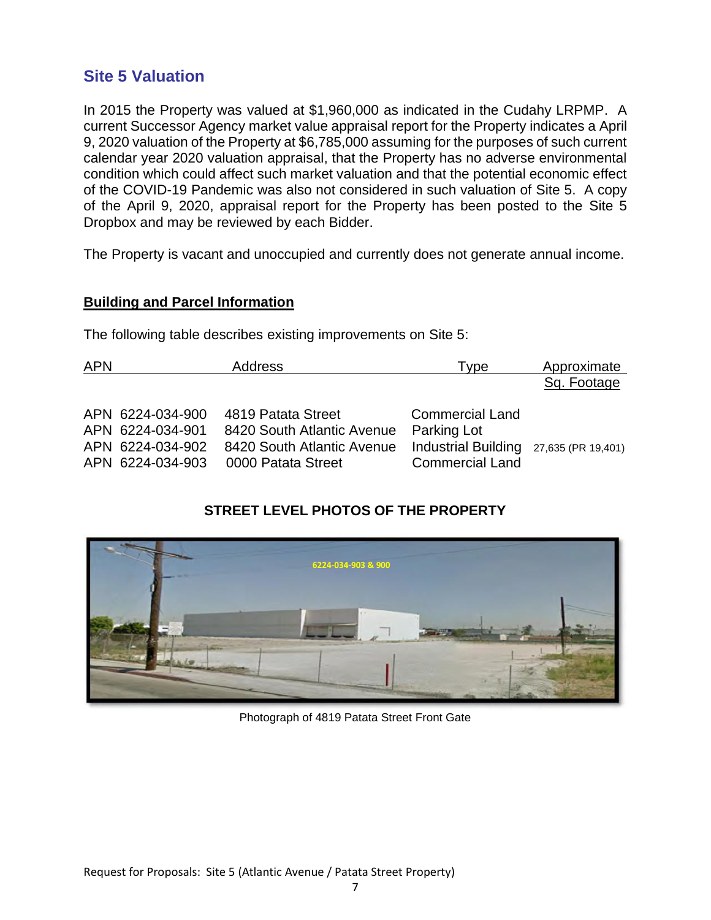## Site 5 Valuation

In 2015 the Property was valued at $1,960,000 as indicated in the Cudahy LRPMP. A current Successor Agency market value appraisal report for the Property indicates a April 9, 2020 valuation of the Property at $6,785,000 assuming for the purposes of such current calendar year 2020 valuation appraisal, that the Property has no adverse environmental condition which could affect such market valuation and that the potential economic effect of the COVID-19 Pandemic was also not considered in such valuation of Site 5. A copy of the April 9, 2020, appraisal report for the Property has been posted to the Site 5 Dropbox and may be reviewed by each Bidder.

The Property is vacant and unoccupied and currently does not generate annual income.

**Building and Parcel Information**

The following table describes existing improvements on Site 5:

| APN | Address | Type | Approximate Sq. Footage |
|---|---|---|---|
| APN 6224-034-900 | 4819 Patata Street | Commercial Land | |
| APN 6224-034-901 | 8420 South Atlantic Avenue | Parking Lot | |
| APN 6224-034-902 | 8420 South Atlantic Avenue | Industrial Building | 27,635 (PR 19,401) |
| APN 6224-034-903 | 0000 Patata Street | Commercial Land | |

**STREET LEVEL PHOTOS OF THE PROPERTY**

Photograph of 4819 Patata Street Front Gate

Request for Proposals: Site 5 (Atlantic Avenue / Patata Street Property)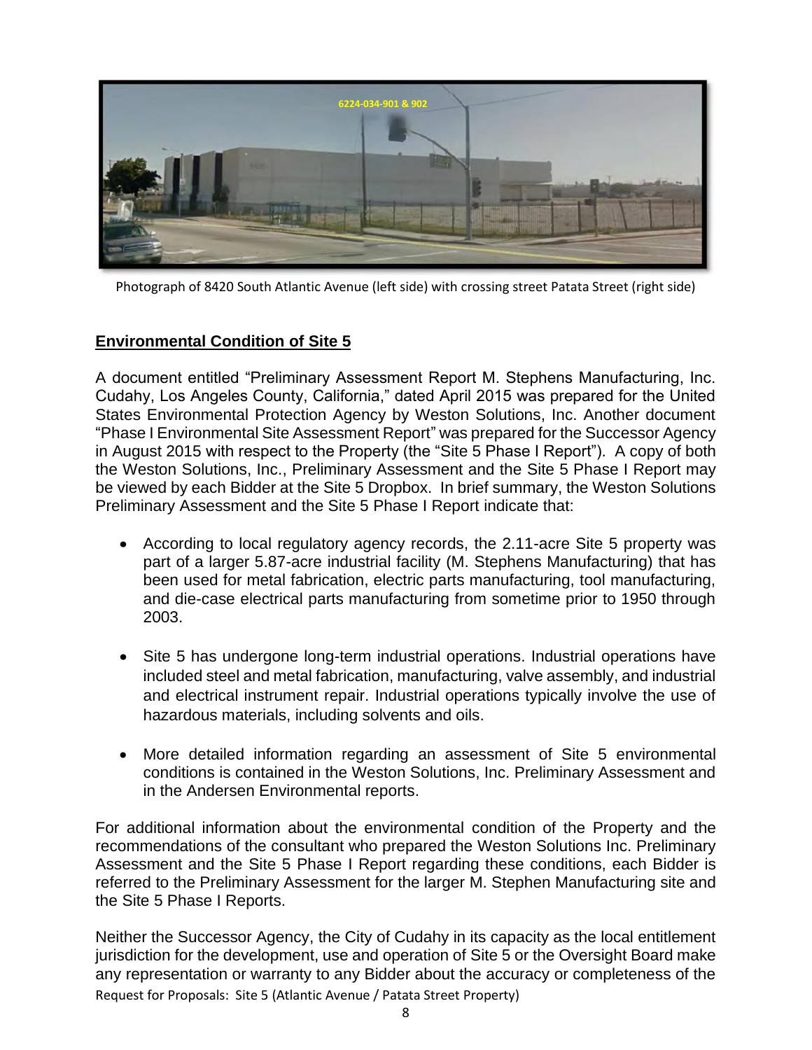Photograph of 8420 South Atlantic Avenue (left side) with crossing street Patata Street (right side)

**Environmental Condition of Site 5**

A document entitled "Preliminary Assessment Report M. Stephens Manufacturing, Inc. Cudahy, Los Angeles County, California," dated April 2015 was prepared for the United States Environmental Protection Agency by Weston Solutions, Inc. Another document "Phase I Environmental Site Assessment Report" was prepared for the Successor Agency in August 2015 with respect to the Property (the "Site 5 Phase I Report"). A copy of both the Weston Solutions, Inc., Preliminary Assessment and the Site 5 Phase I Report may be viewed by each Bidder at the Site 5 Dropbox. In brief summary, the Weston Solutions Preliminary Assessment and the Site 5 Phase I Report indicate that:

- According to local regulatory agency records, the 2.11-acre Site 5 property was part of a larger 5.87-acre industrial facility (M. Stephens Manufacturing) that has been used for metal fabrication, electric parts manufacturing, tool manufacturing, and die-case electrical parts manufacturing from sometime prior to 1950 through 2003.

- Site 5 has undergone long-term industrial operations. Industrial operations have included steel and metal fabrication, manufacturing, valve assembly, and industrial and electrical instrument repair. Industrial operations typically involve the use of hazardous materials, including solvents and oils.

- More detailed information regarding an assessment of Site 5 environmental conditions is contained in the Weston Solutions, Inc. Preliminary Assessment and in the Andersen Environmental reports.

For additional information about the environmental condition of the Property and the recommendations of the consultant who prepared the Weston Solutions Inc. Preliminary Assessment and the Site 5 Phase I Report regarding these conditions, each Bidder is referred to the Preliminary Assessment for the larger M. Stephen Manufacturing site and the Site 5 Phase I Reports.

Neither the Successor Agency, the City of Cudahy in its capacity as the local entitlement jurisdiction for the development, use and operation of Site 5 or the Oversight Board make any representation or warranty to any Bidder about the accuracy or completeness of the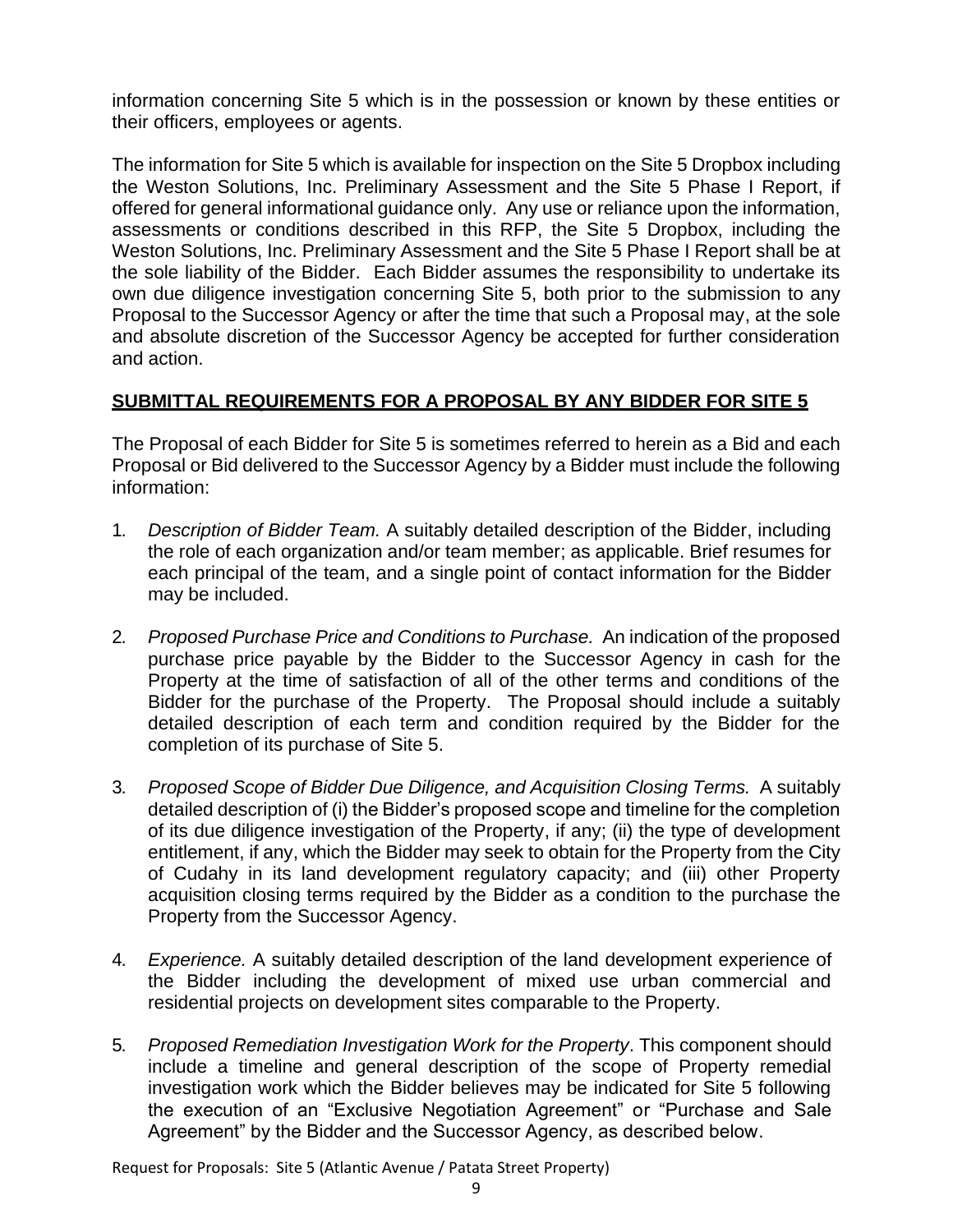information concerning Site 5 which is in the possession or known by these entities or their officers, employees or agents.

The information for Site 5 which is available for inspection on the Site 5 Dropbox including the Weston Solutions, Inc. Preliminary Assessment and the Site 5 Phase I Report, if offered for general informational guidance only. Any use or reliance upon the information, assessments or conditions described in this RFP, the Site 5 Dropbox, including the Weston Solutions, Inc. Preliminary Assessment and the Site 5 Phase I Report shall be at the sole liability of the Bidder. Each Bidder assumes the responsibility to undertake its own due diligence investigation concerning Site 5, both prior to the submission to any Proposal to the Successor Agency or after the time that such a Proposal may, at the sole and absolute discretion of the Successor Agency be accepted for further consideration and action.

## SUBMITTAL REQUIREMENTS FOR A PROPOSAL BY ANY BIDDER FOR SITE 5

The Proposal of each Bidder for Site 5 is sometimes referred to herein as a Bid and each Proposal or Bid delivered to the Successor Agency by a Bidder must include the following information:

1. *Description of Bidder Team.* A suitably detailed description of the Bidder, including the role of each organization and/or team member; as applicable. Brief resumes for each principal of the team, and a single point of contact information for the Bidder may be included.

2. *Proposed Purchase Price and Conditions to Purchase.* An indication of the proposed purchase price payable by the Bidder to the Successor Agency in cash for the Property at the time of satisfaction of all of the other terms and conditions of the Bidder for the purchase of the Property. The Proposal should include a suitably detailed description of each term and condition required by the Bidder for the completion of its purchase of Site 5.

3. *Proposed Scope of Bidder Due Diligence, and Acquisition Closing Terms.* A suitably detailed description of (i) the Bidder's proposed scope and timeline for the completion of its due diligence investigation of the Property, if any; (ii) the type of development entitlement, if any, which the Bidder may seek to obtain for the Property from the City of Cudahy in its land development regulatory capacity; and (iii) other Property acquisition closing terms required by the Bidder as a condition to the purchase the Property from the Successor Agency.

4. *Experience.* A suitably detailed description of the land development experience of the Bidder including the development of mixed use urban commercial and residential projects on development sites comparable to the Property.

5. *Proposed Remediation Investigation Work for the Property*. This component should include a timeline and general description of the scope of Property remedial investigation work which the Bidder believes may be indicated for Site 5 following the execution of an "Exclusive Negotiation Agreement" or "Purchase and Sale Agreement" by the Bidder and the Successor Agency, as described below.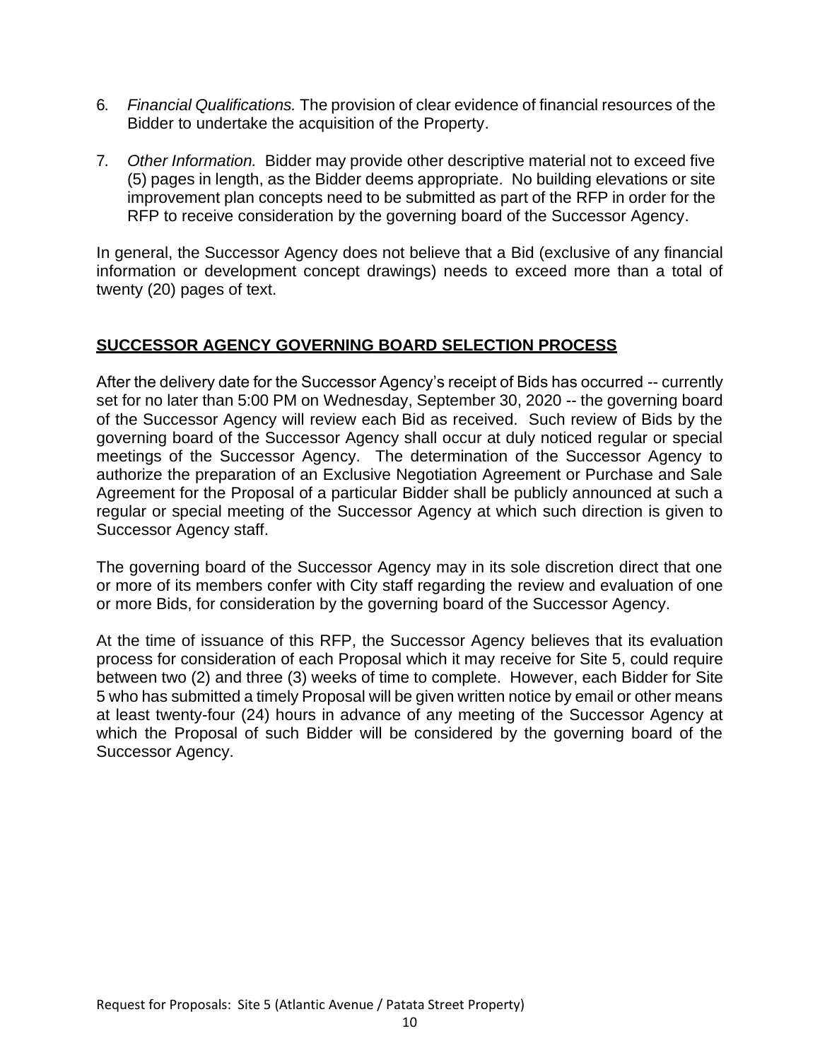6. *Financial Qualifications.* The provision of clear evidence of financial resources of the Bidder to undertake the acquisition of the Property.

7. *Other Information.* Bidder may provide other descriptive material not to exceed five (5) pages in length, as the Bidder deems appropriate. No building elevations or site improvement plan concepts need to be submitted as part of the RFP in order for the RFP to receive consideration by the governing board of the Successor Agency.

In general, the Successor Agency does not believe that a Bid (exclusive of any financial information or development concept drawings) needs to exceed more than a total of twenty (20) pages of text.

## SUCCESSOR AGENCY GOVERNING BOARD SELECTION PROCESS

After the delivery date for the Successor Agency's receipt of Bids has occurred -- currently set for no later than 5:00 PM on Wednesday, September 30, 2020 -- the governing board of the Successor Agency will review each Bid as received. Such review of Bids by the governing board of the Successor Agency shall occur at duly noticed regular or special meetings of the Successor Agency. The determination of the Successor Agency to authorize the preparation of an Exclusive Negotiation Agreement or Purchase and Sale Agreement for the Proposal of a particular Bidder shall be publicly announced at such a regular or special meeting of the Successor Agency at which such direction is given to Successor Agency staff.

The governing board of the Successor Agency may in its sole discretion direct that one or more of its members confer with City staff regarding the review and evaluation of one or more Bids, for consideration by the governing board of the Successor Agency.

At the time of issuance of this RFP, the Successor Agency believes that its evaluation process for consideration of each Proposal which it may receive for Site 5, could require between two (2) and three (3) weeks of time to complete. However, each Bidder for Site 5 who has submitted a timely Proposal will be given written notice by email or other means at least twenty-four (24) hours in advance of any meeting of the Successor Agency at which the Proposal of such Bidder will be considered by the governing board of the Successor Agency.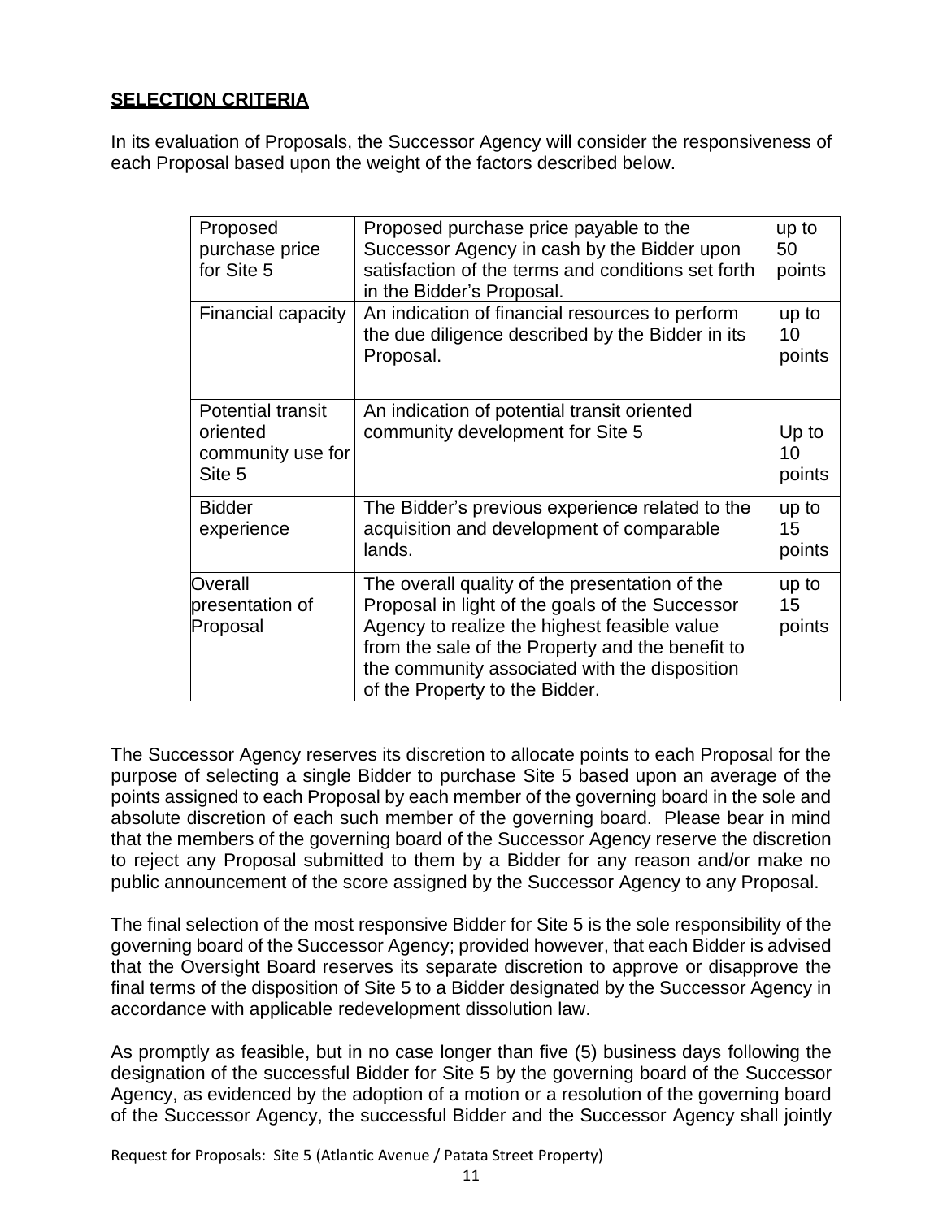**SELECTION CRITERIA**

In its evaluation of Proposals, the Successor Agency will consider the responsiveness of each Proposal based upon the weight of the factors described below.

| | | |
|---|---|---|
| Proposed purchase price for Site 5 | Proposed purchase price payable to the Successor Agency in cash by the Bidder upon satisfaction of the terms and conditions set forth in the Bidder's Proposal. | up to 50 points |
| Financial capacity | An indication of financial resources to perform the due diligence described by the Bidder in its Proposal. | up to 10 points |
| Potential transit oriented community use for Site 5 | An indication of potential transit oriented community development for Site 5 | Up to 10 points |
| Bidder experience | The Bidder's previous experience related to the acquisition and development of comparable lands. | up to 15 points |
| Overall presentation of Proposal | The overall quality of the presentation of the Proposal in light of the goals of the Successor Agency to realize the highest feasible value from the sale of the Property and the benefit to the community associated with the disposition of the Property to the Bidder. | up to 15 points |

The Successor Agency reserves its discretion to allocate points to each Proposal for the purpose of selecting a single Bidder to purchase Site 5 based upon an average of the points assigned to each Proposal by each member of the governing board in the sole and absolute discretion of each such member of the governing board. Please bear in mind that the members of the governing board of the Successor Agency reserve the discretion to reject any Proposal submitted to them by a Bidder for any reason and/or make no public announcement of the score assigned by the Successor Agency to any Proposal.

The final selection of the most responsive Bidder for Site 5 is the sole responsibility of the governing board of the Successor Agency; provided however, that each Bidder is advised that the Oversight Board reserves its separate discretion to approve or disapprove the final terms of the disposition of Site 5 to a Bidder designated by the Successor Agency in accordance with applicable redevelopment dissolution law.

As promptly as feasible, but in no case longer than five (5) business days following the designation of the successful Bidder for Site 5 by the governing board of the Successor Agency, as evidenced by the adoption of a motion or a resolution of the governing board of the Successor Agency, the successful Bidder and the Successor Agency shall jointly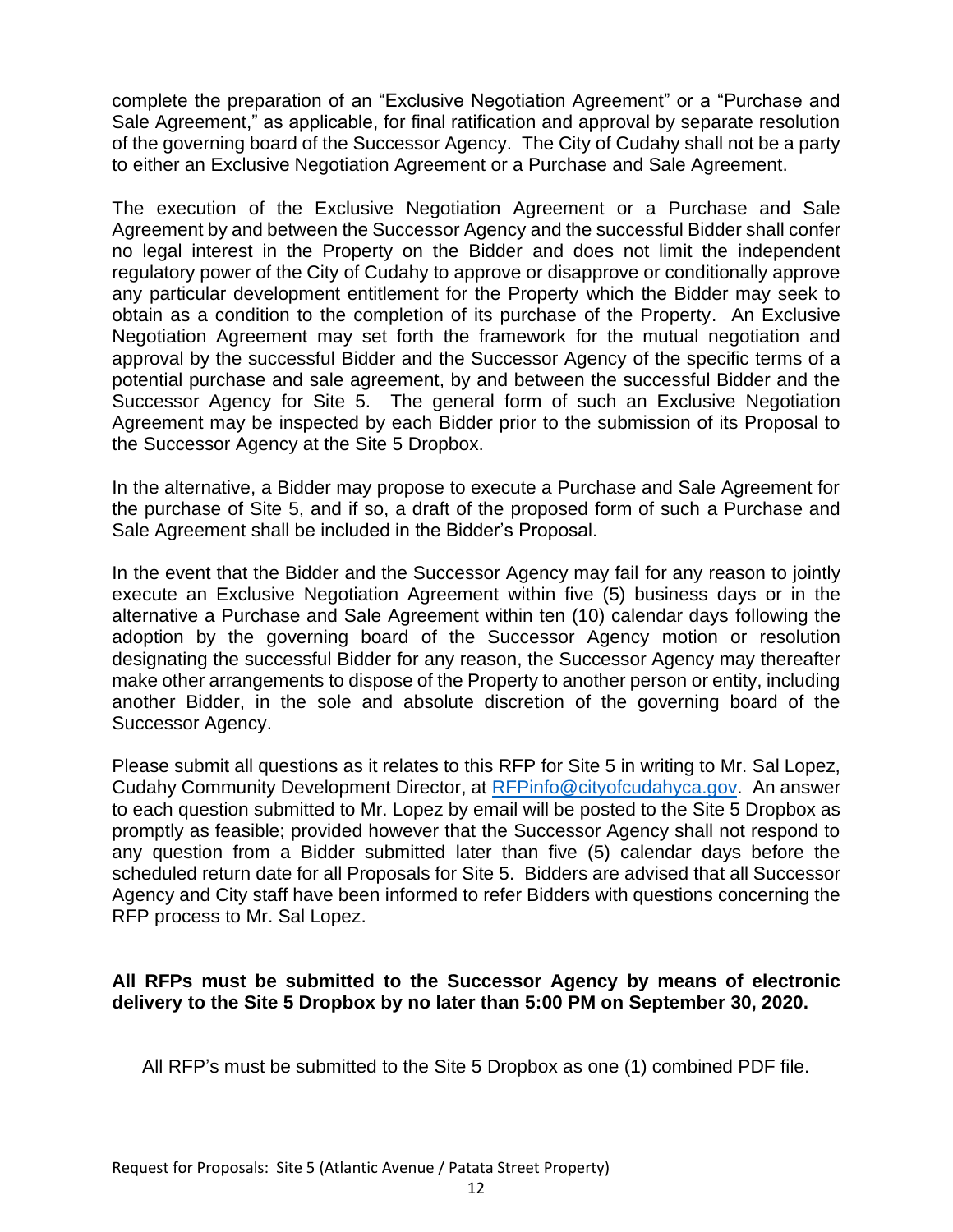complete the preparation of an "Exclusive Negotiation Agreement" or a "Purchase and Sale Agreement," as applicable, for final ratification and approval by separate resolution of the governing board of the Successor Agency. The City of Cudahy shall not be a party to either an Exclusive Negotiation Agreement or a Purchase and Sale Agreement.

The execution of the Exclusive Negotiation Agreement or a Purchase and Sale Agreement by and between the Successor Agency and the successful Bidder shall confer no legal interest in the Property on the Bidder and does not limit the independent regulatory power of the City of Cudahy to approve or disapprove or conditionally approve any particular development entitlement for the Property which the Bidder may seek to obtain as a condition to the completion of its purchase of the Property. An Exclusive Negotiation Agreement may set forth the framework for the mutual negotiation and approval by the successful Bidder and the Successor Agency of the specific terms of a potential purchase and sale agreement, by and between the successful Bidder and the Successor Agency for Site 5. The general form of such an Exclusive Negotiation Agreement may be inspected by each Bidder prior to the submission of its Proposal to the Successor Agency at the Site 5 Dropbox.

In the alternative, a Bidder may propose to execute a Purchase and Sale Agreement for the purchase of Site 5, and if so, a draft of the proposed form of such a Purchase and Sale Agreement shall be included in the Bidder's Proposal.

In the event that the Bidder and the Successor Agency may fail for any reason to jointly execute an Exclusive Negotiation Agreement within five (5) business days or in the alternative a Purchase and Sale Agreement within ten (10) calendar days following the adoption by the governing board of the Successor Agency motion or resolution designating the successful Bidder for any reason, the Successor Agency may thereafter make other arrangements to dispose of the Property to another person or entity, including another Bidder, in the sole and absolute discretion of the governing board of the Successor Agency.

Please submit all questions as it relates to this RFP for Site 5 in writing to Mr. Sal Lopez, Cudahy Community Development Director, at RFPinfo@cityofcudahyca.gov. An answer to each question submitted to Mr. Lopez by email will be posted to the Site 5 Dropbox as promptly as feasible; provided however that the Successor Agency shall not respond to any question from a Bidder submitted later than five (5) calendar days before the scheduled return date for all Proposals for Site 5. Bidders are advised that all Successor Agency and City staff have been informed to refer Bidders with questions concerning the RFP process to Mr. Sal Lopez.

**All RFPs must be submitted to the Successor Agency by means of electronic delivery to the Site 5 Dropbox by no later than 5:00 PM on September 30, 2020.**

All RFP's must be submitted to the Site 5 Dropbox as one (1) combined PDF file.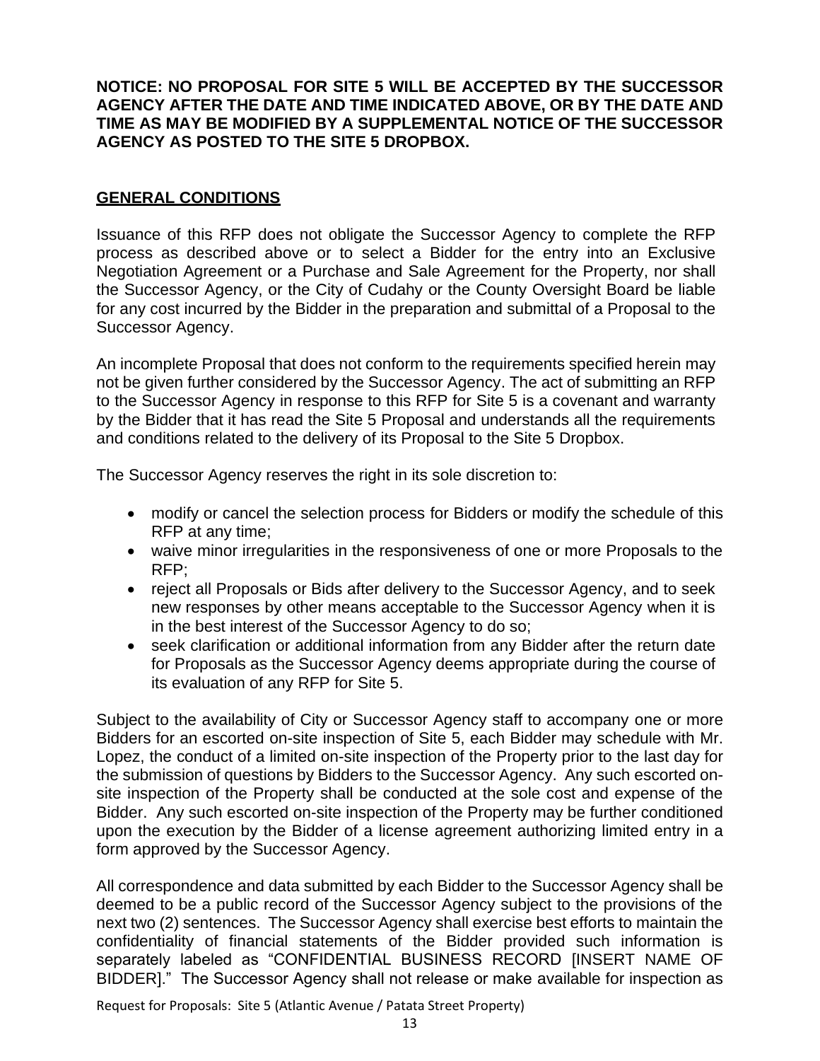**NOTICE: NO PROPOSAL FOR SITE 5 WILL BE ACCEPTED BY THE SUCCESSOR AGENCY AFTER THE DATE AND TIME INDICATED ABOVE, OR BY THE DATE AND TIME AS MAY BE MODIFIED BY A SUPPLEMENTAL NOTICE OF THE SUCCESSOR AGENCY AS POSTED TO THE SITE 5 DROPBOX.**

## GENERAL CONDITIONS

Issuance of this RFP does not obligate the Successor Agency to complete the RFP process as described above or to select a Bidder for the entry into an Exclusive Negotiation Agreement or a Purchase and Sale Agreement for the Property, nor shall the Successor Agency, or the City of Cudahy or the County Oversight Board be liable for any cost incurred by the Bidder in the preparation and submittal of a Proposal to the Successor Agency.

An incomplete Proposal that does not conform to the requirements specified herein may not be given further considered by the Successor Agency. The act of submitting an RFP to the Successor Agency in response to this RFP for Site 5 is a covenant and warranty by the Bidder that it has read the Site 5 Proposal and understands all the requirements and conditions related to the delivery of its Proposal to the Site 5 Dropbox.

The Successor Agency reserves the right in its sole discretion to:

- modify or cancel the selection process for Bidders or modify the schedule of this RFP at any time;
- waive minor irregularities in the responsiveness of one or more Proposals to the RFP;
- reject all Proposals or Bids after delivery to the Successor Agency, and to seek new responses by other means acceptable to the Successor Agency when it is in the best interest of the Successor Agency to do so;
- seek clarification or additional information from any Bidder after the return date for Proposals as the Successor Agency deems appropriate during the course of its evaluation of any RFP for Site 5.

Subject to the availability of City or Successor Agency staff to accompany one or more Bidders for an escorted on-site inspection of Site 5, each Bidder may schedule with Mr. Lopez, the conduct of a limited on-site inspection of the Property prior to the last day for the submission of questions by Bidders to the Successor Agency. Any such escorted on-site inspection of the Property shall be conducted at the sole cost and expense of the Bidder. Any such escorted on-site inspection of the Property may be further conditioned upon the execution by the Bidder of a license agreement authorizing limited entry in a form approved by the Successor Agency.

All correspondence and data submitted by each Bidder to the Successor Agency shall be deemed to be a public record of the Successor Agency subject to the provisions of the next two (2) sentences. The Successor Agency shall exercise best efforts to maintain the confidentiality of financial statements of the Bidder provided such information is separately labeled as "CONFIDENTIAL BUSINESS RECORD [INSERT NAME OF BIDDER]." The Successor Agency shall not release or make available for inspection as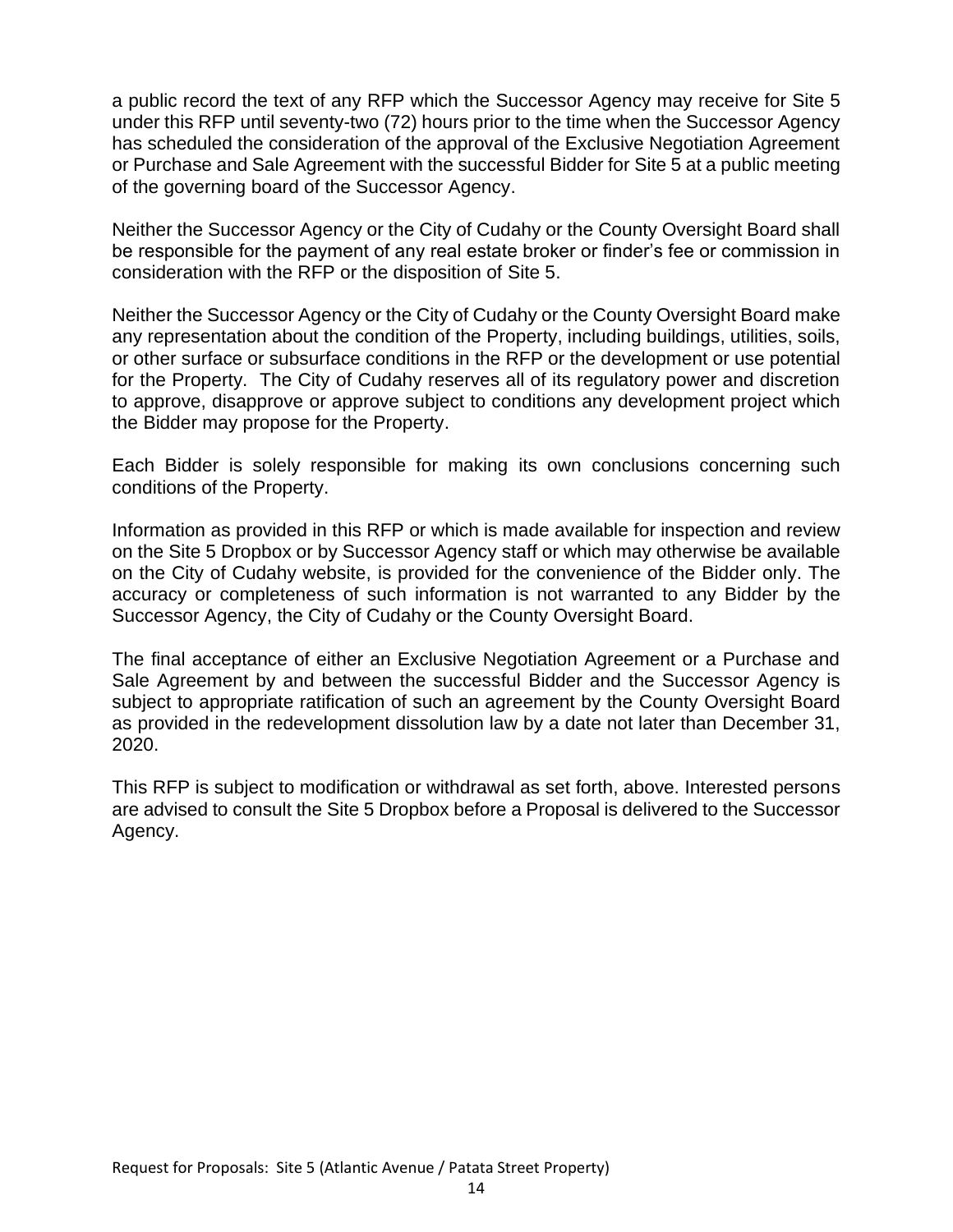a public record the text of any RFP which the Successor Agency may receive for Site 5 under this RFP until seventy-two (72) hours prior to the time when the Successor Agency has scheduled the consideration of the approval of the Exclusive Negotiation Agreement or Purchase and Sale Agreement with the successful Bidder for Site 5 at a public meeting of the governing board of the Successor Agency.

Neither the Successor Agency or the City of Cudahy or the County Oversight Board shall be responsible for the payment of any real estate broker or finder's fee or commission in consideration with the RFP or the disposition of Site 5.

Neither the Successor Agency or the City of Cudahy or the County Oversight Board make any representation about the condition of the Property, including buildings, utilities, soils, or other surface or subsurface conditions in the RFP or the development or use potential for the Property. The City of Cudahy reserves all of its regulatory power and discretion to approve, disapprove or approve subject to conditions any development project which the Bidder may propose for the Property.

Each Bidder is solely responsible for making its own conclusions concerning such conditions of the Property.

Information as provided in this RFP or which is made available for inspection and review on the Site 5 Dropbox or by Successor Agency staff or which may otherwise be available on the City of Cudahy website, is provided for the convenience of the Bidder only. The accuracy or completeness of such information is not warranted to any Bidder by the Successor Agency, the City of Cudahy or the County Oversight Board.

The final acceptance of either an Exclusive Negotiation Agreement or a Purchase and Sale Agreement by and between the successful Bidder and the Successor Agency is subject to appropriate ratification of such an agreement by the County Oversight Board as provided in the redevelopment dissolution law by a date not later than December 31, 2020.

This RFP is subject to modification or withdrawal as set forth, above. Interested persons are advised to consult the Site 5 Dropbox before a Proposal is delivered to the Successor Agency.